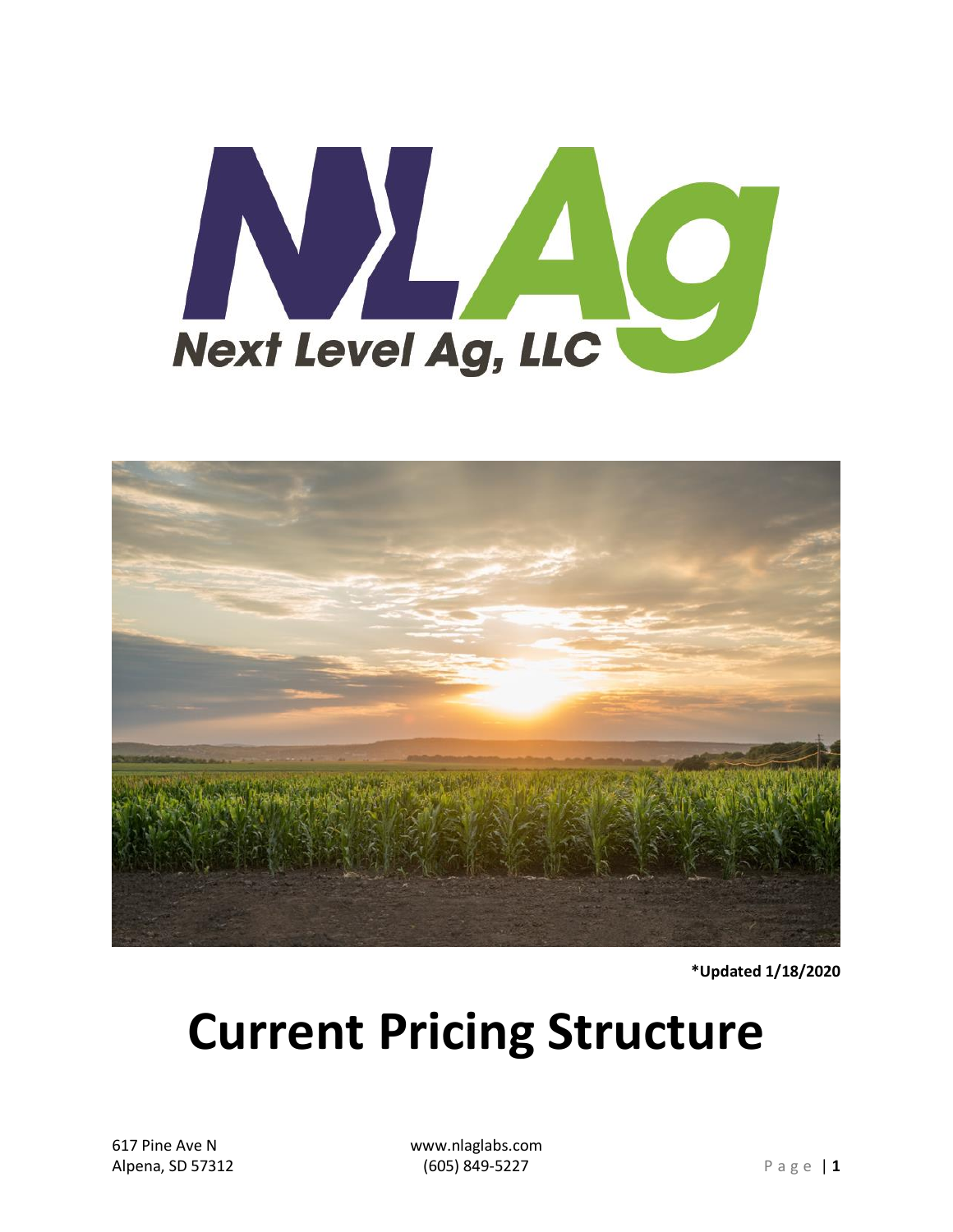Next Level Ag, LLC

*Updated 1/18/2020

# Current Pricing Structure

617 Pine Ave N
Alpena, SD 57312

www.nlaglabs.com
(605) 849-5227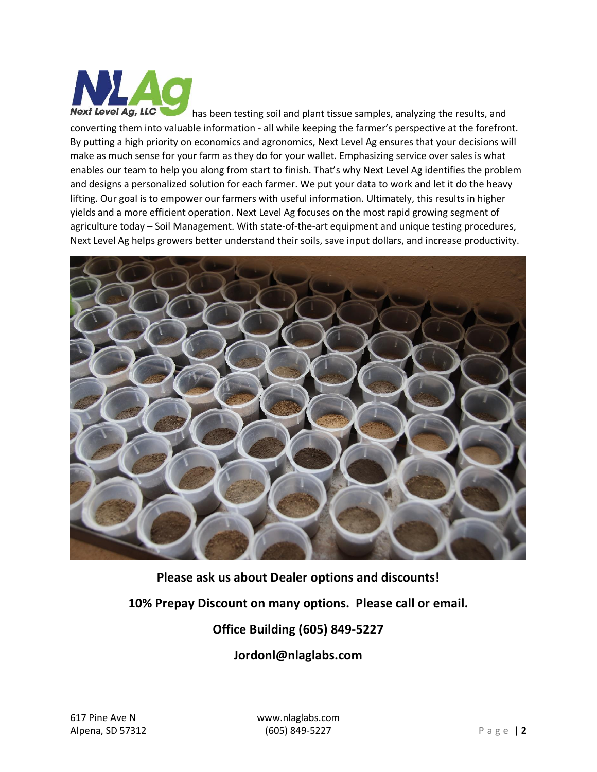Next Level Ag, LLC has been testing soil and plant tissue samples, analyzing the results, and converting them into valuable information - all while keeping the farmer's perspective at the forefront. By putting a high priority on economics and agronomics, Next Level Ag ensures that your decisions will make as much sense for your farm as they do for your wallet. Emphasizing service over sales is what enables our team to help you along from start to finish. That's why Next Level Ag identifies the problem and designs a personalized solution for each farmer. We put your data to work and let it do the heavy lifting. Our goal is to empower our farmers with useful information. Ultimately, this results in higher yields and a more efficient operation. Next Level Ag focuses on the most rapid growing segment of agriculture today – Soil Management. With state-of-the-art equipment and unique testing procedures, Next Level Ag helps growers better understand their soils, save input dollars, and increase productivity.

**Please ask us about Dealer options and discounts!**

**10% Prepay Discount on many options. Please call or email.**

**Office Building (605) 849-5227**

**Jordonl@nlaglabs.com**

617 Pine Ave N
Alpena, SD 57312

www.nlaglabs.com
(605) 849-5227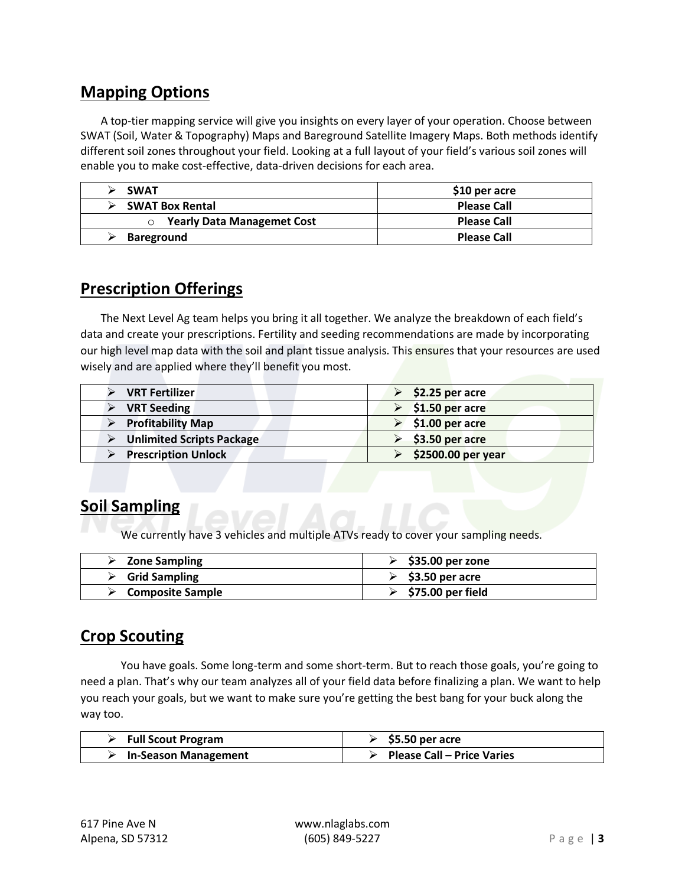## Mapping Options

A top-tier mapping service will give you insights on every layer of your operation. Choose between SWAT (Soil, Water & Topography) Maps and Bareground Satellite Imagery Maps. Both methods identify different soil zones throughout your field. Looking at a full layout of your field's various soil zones will enable you to make cost-effective, data-driven decisions for each area.

| Service | Price |
|---|---|
| ➢ **SWAT** | **$10 per acre** |
| ➢ **SWAT Box Rental** | **Please Call** |
| ○ **Yearly Data Managemet Cost** | **Please Call** |
| ➢ **Bareground** | **Please Call** |

## Prescription Offerings

The Next Level Ag team helps you bring it all together. We analyze the breakdown of each field's data and create your prescriptions. Fertility and seeding recommendations are made by incorporating our high level map data with the soil and plant tissue analysis. This ensures that your resources are used wisely and are applied where they'll benefit you most.

| Service | Price |
|---|---|
| ➢ **VRT Fertilizer** | ➢ **$2.25 per acre** |
| ➢ **VRT Seeding** | ➢ **$1.50 per acre** |
| ➢ **Profitability Map** | ➢ **$1.00 per acre** |
| ➢ **Unlimited Scripts Package** | ➢ **$3.50 per acre** |
| ➢ **Prescription Unlock** | ➢ **$2500.00 per year** |

## Soil Sampling

We currently have 3 vehicles and multiple ATVs ready to cover your sampling needs.

| Service | Price |
|---|---|
| ➢ **Zone Sampling** | ➢ **$35.00 per zone** |
| ➢ **Grid Sampling** | ➢ **$3.50 per acre** |
| ➢ **Composite Sample** | ➢ **$75.00 per field** |

## Crop Scouting

You have goals. Some long-term and some short-term. But to reach those goals, you're going to need a plan. That's why our team analyzes all of your field data before finalizing a plan. We want to help you reach your goals, but we want to make sure you're getting the best bang for your buck along the way too.

| Service | Price |
|---|---|
| ➢ **Full Scout Program** | ➢ **$5.50 per acre** |
| ➢ **In-Season Management** | ➢ **Please Call – Price Varies** |

617 Pine Ave N
Alpena, SD 57312

www.nlaglabs.com
(605) 849-5227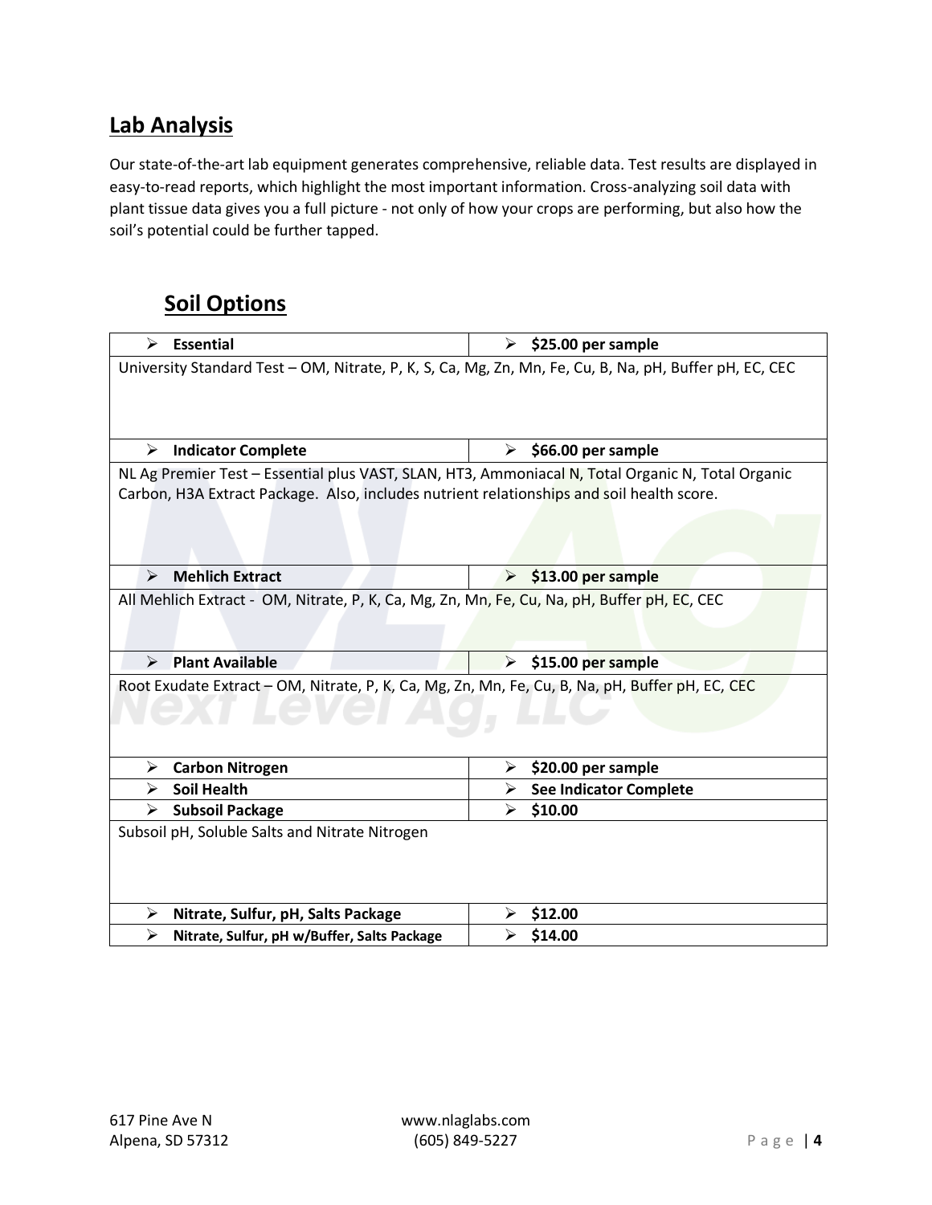## Lab Analysis

Our state-of-the-art lab equipment generates comprehensive, reliable data. Test results are displayed in easy-to-read reports, which highlight the most important information. Cross-analyzing soil data with plant tissue data gives you a full picture - not only of how your crops are performing, but also how the soil's potential could be further tapped.

### Soil Options

| Test | Price |
|---|---|
| ➢ **Essential** | ➢ **$25.00 per sample** |
| University Standard Test – OM, Nitrate, P, K, S, Ca, Mg, Zn, Mn, Fe, Cu, B, Na, pH, Buffer pH, EC, CEC | |
| ➢ **Indicator Complete** | ➢ **$66.00 per sample** |
| NL Ag Premier Test – Essential plus VAST, SLAN, HT3, Ammoniacal N, Total Organic N, Total Organic Carbon, H3A Extract Package. Also, includes nutrient relationships and soil health score. | |
| ➢ **Mehlich Extract** | ➢ **$13.00 per sample** |
| All Mehlich Extract - OM, Nitrate, P, K, Ca, Mg, Zn, Mn, Fe, Cu, Na, pH, Buffer pH, EC, CEC | |
| ➢ **Plant Available** | ➢ **$15.00 per sample** |
| Root Exudate Extract – OM, Nitrate, P, K, Ca, Mg, Zn, Mn, Fe, Cu, B, Na, pH, Buffer pH, EC, CEC | |
| ➢ **Carbon Nitrogen** | ➢ **$20.00 per sample** |
| ➢ **Soil Health** | ➢ **See Indicator Complete** |
| ➢ **Subsoil Package** | ➢ **$10.00** |
| Subsoil pH, Soluble Salts and Nitrate Nitrogen | |
| ➢ **Nitrate, Sulfur, pH, Salts Package** | ➢ **$12.00** |
| ➢ **Nitrate, Sulfur, pH w/Buffer, Salts Package** | ➢ **$14.00** |

617 Pine Ave N
Alpena, SD 57312

www.nlaglabs.com
(605) 849-5227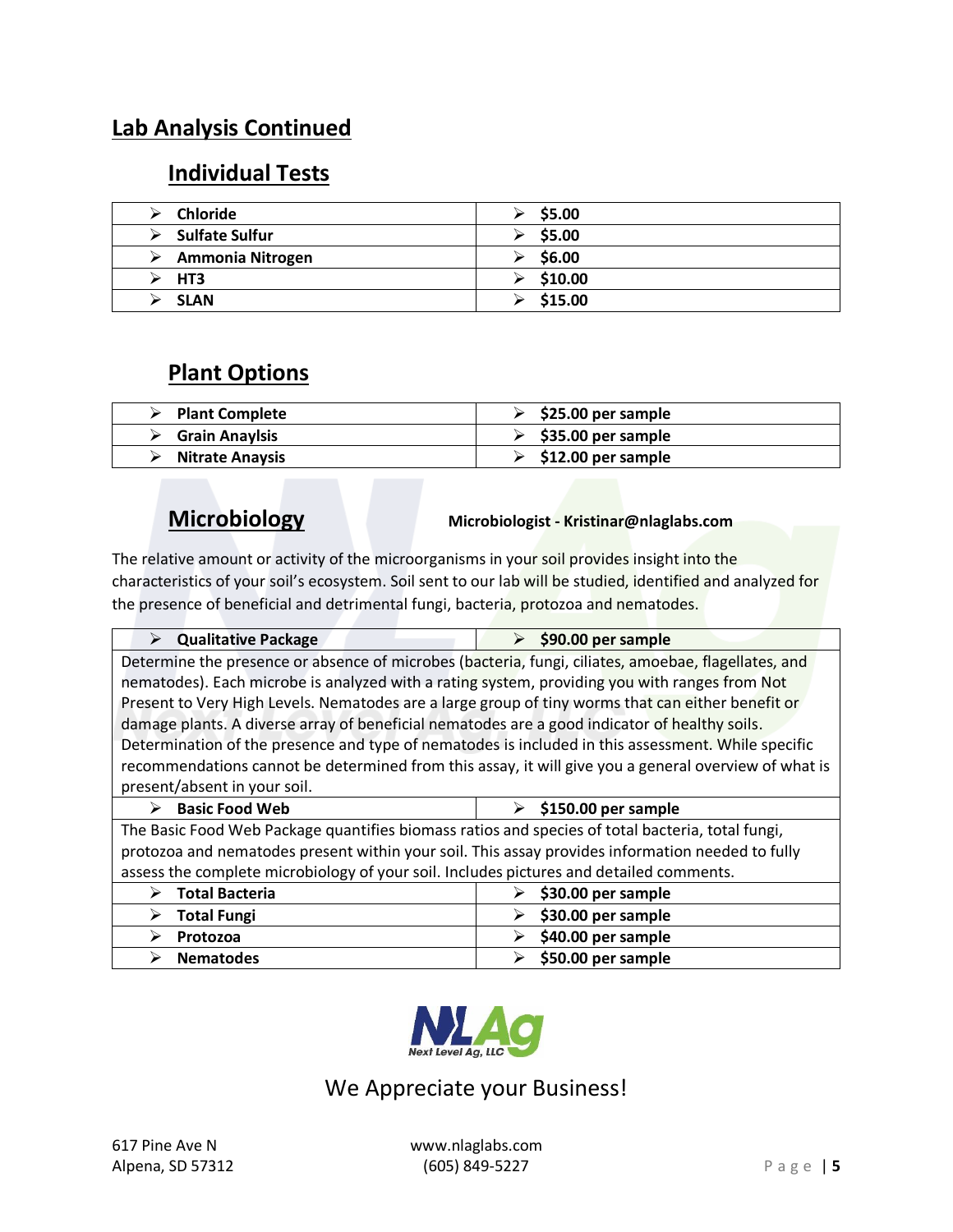## Lab Analysis Continued

### Individual Tests

| | |
|---|---|
| **Chloride** | **$5.00** |
| **Sulfate Sulfur** | **$5.00** |
| **Ammonia Nitrogen** | **$6.00** |
| **HT3** | **$10.00** |
| **SLAN** | **$15.00** |

### Plant Options

| | |
|---|---|
| **Plant Complete** | **$25.00 per sample** |
| **Grain Anaylsis** | **$35.00 per sample** |
| **Nitrate Anaysis** | **$12.00 per sample** |

### Microbiology

**Microbiologist - Kristinar@nlaglabs.com**

The relative amount or activity of the microorganisms in your soil provides insight into the characteristics of your soil's ecosystem. Soil sent to our lab will be studied, identified and analyzed for the presence of beneficial and detrimental fungi, bacteria, protozoa and nematodes.

| | |
|---|---|
| **Qualitative Package** | **$90.00 per sample** |
| Determine the presence or absence of microbes (bacteria, fungi, ciliates, amoebae, flagellates, and nematodes). Each microbe is analyzed with a rating system, providing you with ranges from Not Present to Very High Levels. Nematodes are a large group of tiny worms that can either benefit or damage plants. A diverse array of beneficial nematodes are a good indicator of healthy soils. Determination of the presence and type of nematodes is included in this assessment. While specific recommendations cannot be determined from this assay, it will give you a general overview of what is present/absent in your soil. | |
| **Basic Food Web** | **$150.00 per sample** |
| The Basic Food Web Package quantifies biomass ratios and species of total bacteria, total fungi, protozoa and nematodes present within your soil. This assay provides information needed to fully assess the complete microbiology of your soil. Includes pictures and detailed comments. | |
| **Total Bacteria** | **$30.00 per sample** |
| **Total Fungi** | **$30.00 per sample** |
| **Protozoa** | **$40.00 per sample** |
| **Nematodes** | **$50.00 per sample** |

NLAg
Next Level Ag, LLC

We Appreciate your Business!

617 Pine Ave N
Alpena, SD 57312

www.nlaglabs.com
(605) 849-5227